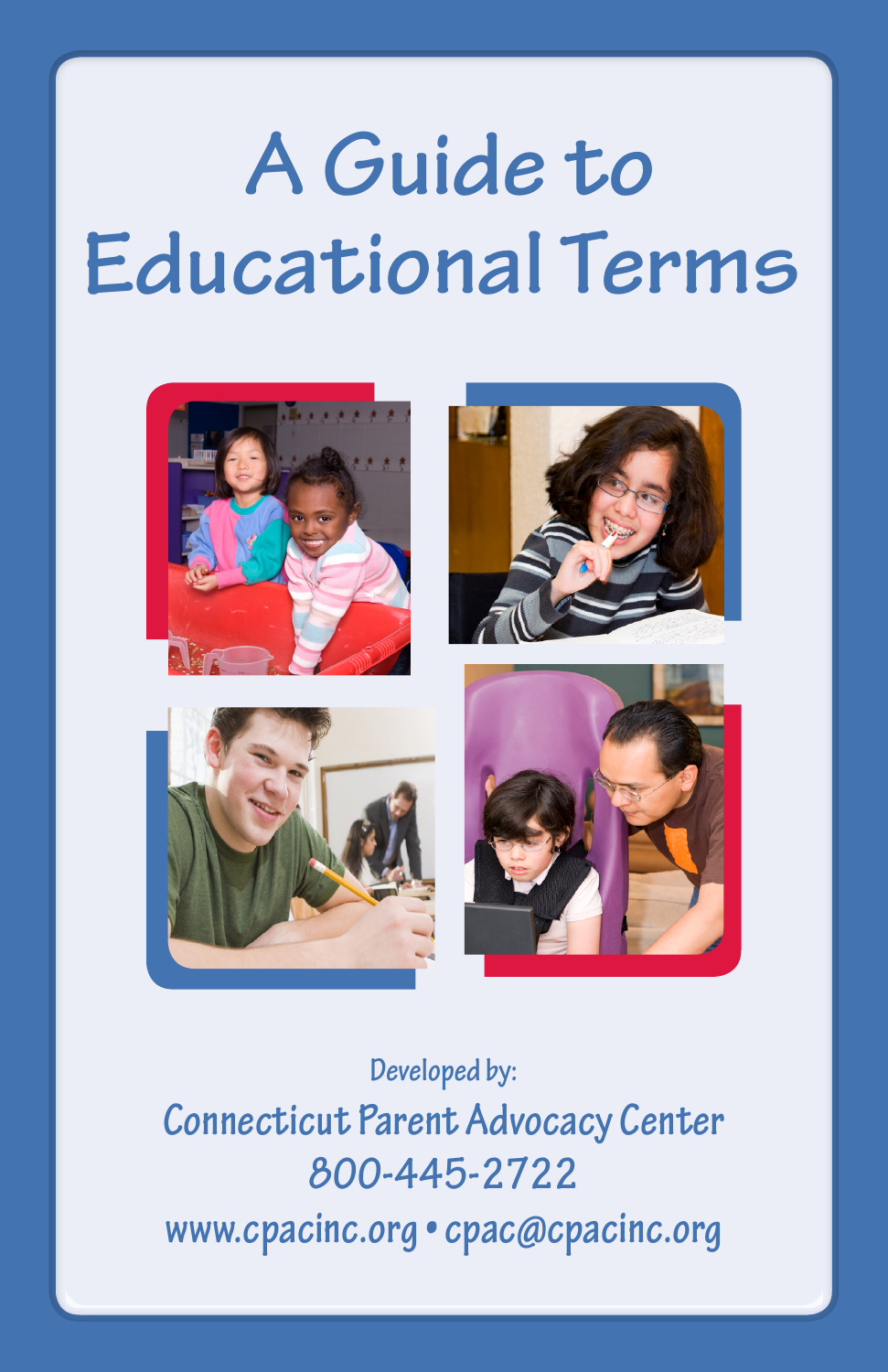# A Guide to Educational Terms

Developed by:

Connecticut Parent Advocacy Center

800-445-2722

www.cpacinc.org • cpac@cpacinc.org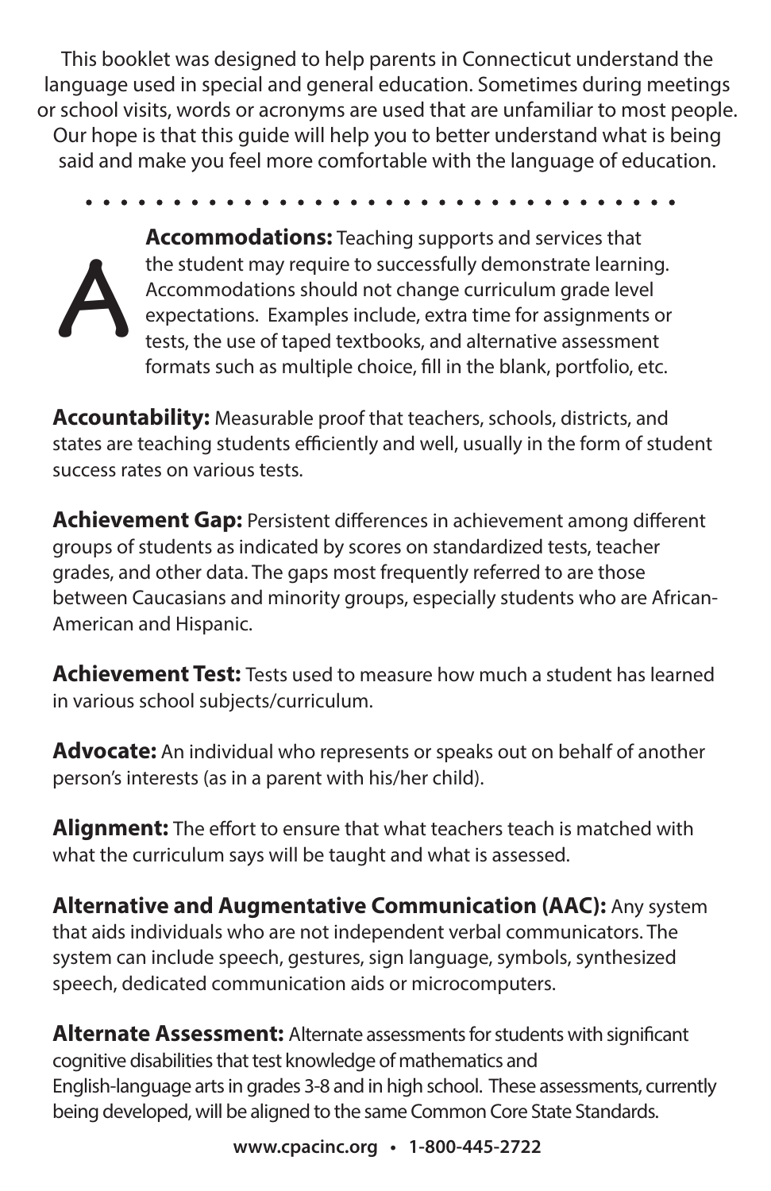This booklet was designed to help parents in Connecticut understand the language used in special and general education. Sometimes during meetings or school visits, words or acronyms are used that are unfamiliar to most people. Our hope is that this guide will help you to better understand what is being said and make you feel more comfortable with the language of education.

# A

**Accommodations:** Teaching supports and services that the student may require to successfully demonstrate learning. Accommodations should not change curriculum grade level expectations. Examples include, extra time for assignments or tests, the use of taped textbooks, and alternative assessment formats such as multiple choice, fill in the blank, portfolio, etc.

**Accountability:** Measurable proof that teachers, schools, districts, and states are teaching students efficiently and well, usually in the form of student success rates on various tests.

**Achievement Gap:** Persistent differences in achievement among different groups of students as indicated by scores on standardized tests, teacher grades, and other data. The gaps most frequently referred to are those between Caucasians and minority groups, especially students who are African-American and Hispanic.

**Achievement Test:** Tests used to measure how much a student has learned in various school subjects/curriculum.

**Advocate:** An individual who represents or speaks out on behalf of another person's interests (as in a parent with his/her child).

**Alignment:** The effort to ensure that what teachers teach is matched with what the curriculum says will be taught and what is assessed.

**Alternative and Augmentative Communication (AAC):** Any system that aids individuals who are not independent verbal communicators. The system can include speech, gestures, sign language, symbols, synthesized speech, dedicated communication aids or microcomputers.

**Alternate Assessment:** Alternate assessments for students with significant cognitive disabilities that test knowledge of mathematics and English-language arts in grades 3-8 and in high school. These assessments, currently being developed, will be aligned to the same Common Core State Standards.

www.cpacinc.org • 1-800-445-2722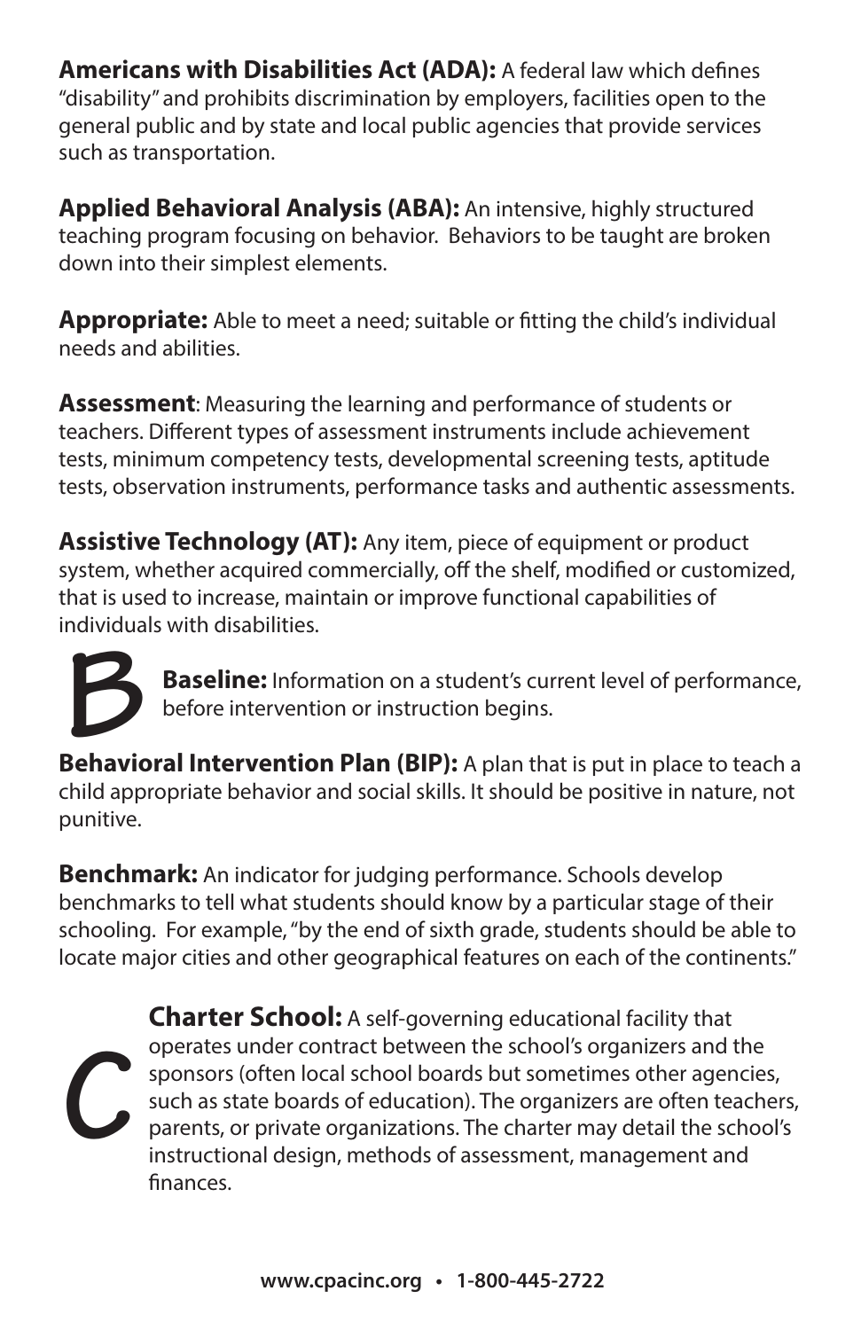**Americans with Disabilities Act (ADA):** A federal law which defines "disability" and prohibits discrimination by employers, facilities open to the general public and by state and local public agencies that provide services such as transportation.

**Applied Behavioral Analysis (ABA):** An intensive, highly structured teaching program focusing on behavior. Behaviors to be taught are broken down into their simplest elements.

**Appropriate:** Able to meet a need; suitable or fitting the child's individual needs and abilities.

**Assessment**: Measuring the learning and performance of students or teachers. Different types of assessment instruments include achievement tests, minimum competency tests, developmental screening tests, aptitude tests, observation instruments, performance tasks and authentic assessments.

**Assistive Technology (AT):** Any item, piece of equipment or product system, whether acquired commercially, off the shelf, modified or customized, that is used to increase, maintain or improve functional capabilities of individuals with disabilities.

# B

**Baseline:** Information on a student's current level of performance, before intervention or instruction begins.

**Behavioral Intervention Plan (BIP):** A plan that is put in place to teach a child appropriate behavior and social skills. It should be positive in nature, not punitive.

**Benchmark:** An indicator for judging performance. Schools develop benchmarks to tell what students should know by a particular stage of their schooling. For example, "by the end of sixth grade, students should be able to locate major cities and other geographical features on each of the continents."

# C

**Charter School:** A self-governing educational facility that operates under contract between the school's organizers and the sponsors (often local school boards but sometimes other agencies, such as state boards of education). The organizers are often teachers, parents, or private organizations. The charter may detail the school's instructional design, methods of assessment, management and finances.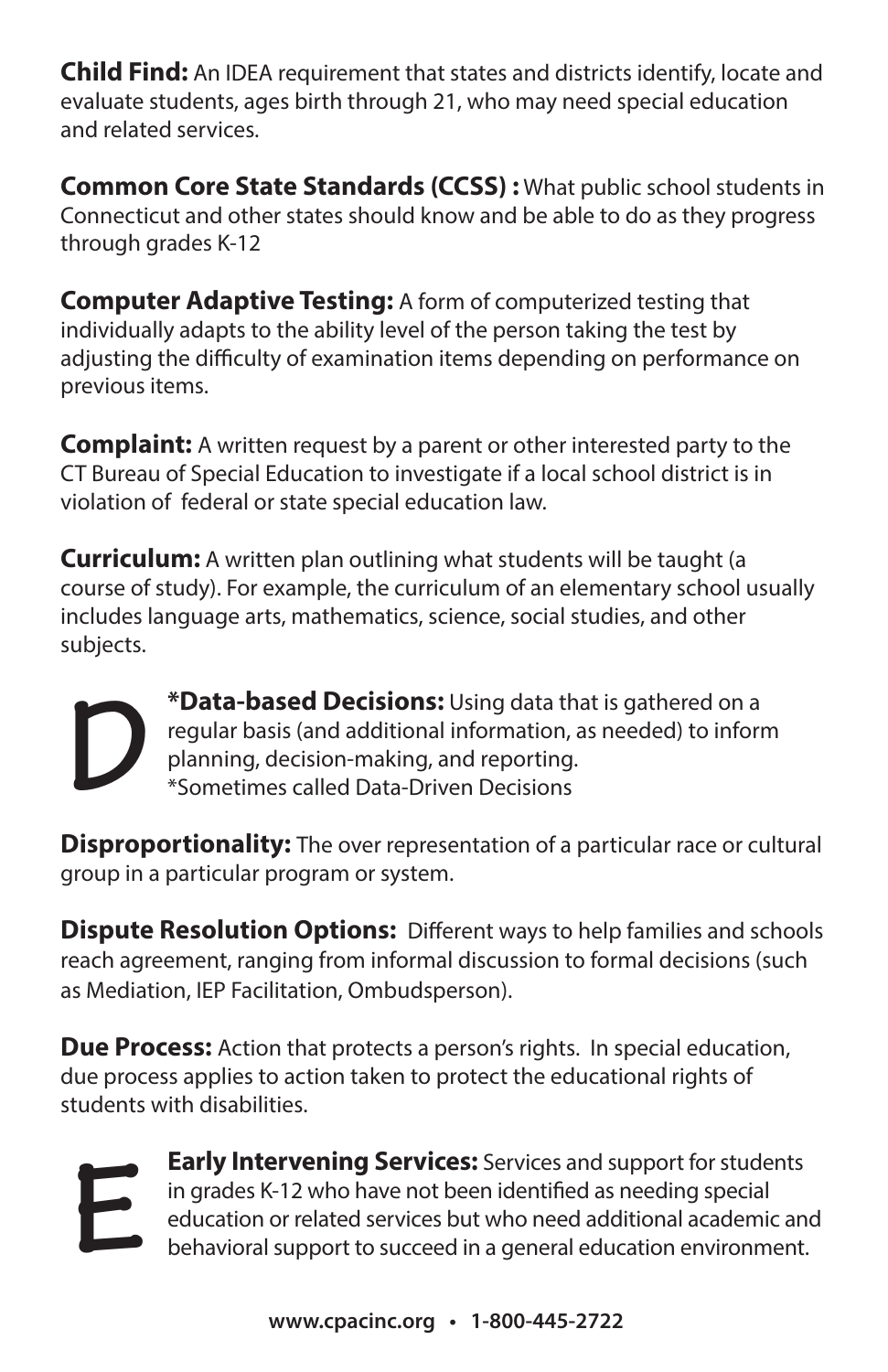**Child Find:** An IDEA requirement that states and districts identify, locate and evaluate students, ages birth through 21, who may need special education and related services.

**Common Core State Standards (CCSS) :** What public school students in Connecticut and other states should know and be able to do as they progress through grades K-12

**Computer Adaptive Testing:** A form of computerized testing that individually adapts to the ability level of the person taking the test by adjusting the difficulty of examination items depending on performance on previous items.

**Complaint:** A written request by a parent or other interested party to the CT Bureau of Special Education to investigate if a local school district is in violation of federal or state special education law.

**Curriculum:** A written plan outlining what students will be taught (a course of study). For example, the curriculum of an elementary school usually includes language arts, mathematics, science, social studies, and other subjects.

# D

***Data-based Decisions:** Using data that is gathered on a regular basis (and additional information, as needed) to inform planning, decision-making, and reporting.
*Sometimes called Data-Driven Decisions

**Disproportionality:** The over representation of a particular race or cultural group in a particular program or system.

**Dispute Resolution Options:** Different ways to help families and schools reach agreement, ranging from informal discussion to formal decisions (such as Mediation, IEP Facilitation, Ombudsperson).

**Due Process:** Action that protects a person's rights. In special education, due process applies to action taken to protect the educational rights of students with disabilities.

# E

**Early Intervening Services:** Services and support for students in grades K-12 who have not been identified as needing special education or related services but who need additional academic and behavioral support to succeed in a general education environment.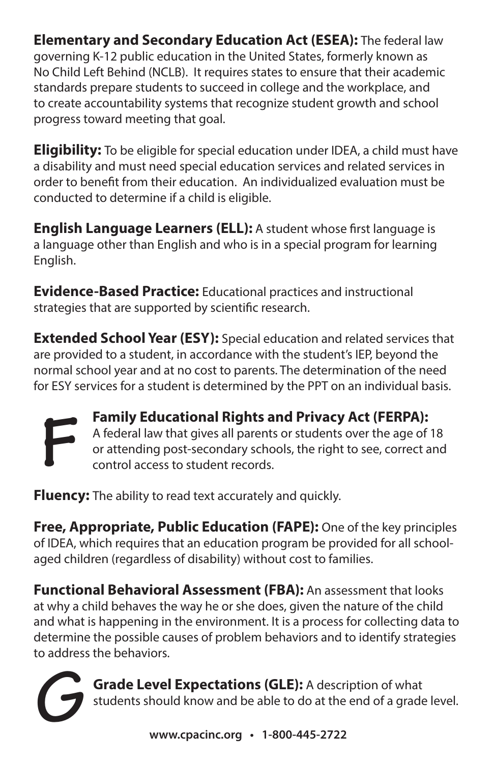**Elementary and Secondary Education Act (ESEA):** The federal law governing K-12 public education in the United States, formerly known as No Child Left Behind (NCLB). It requires states to ensure that their academic standards prepare students to succeed in college and the workplace, and to create accountability systems that recognize student growth and school progress toward meeting that goal.

**Eligibility:** To be eligible for special education under IDEA, a child must have a disability and must need special education services and related services in order to benefit from their education. An individualized evaluation must be conducted to determine if a child is eligible.

**English Language Learners (ELL):** A student whose first language is a language other than English and who is in a special program for learning English.

**Evidence-Based Practice:** Educational practices and instructional strategies that are supported by scientific research.

**Extended School Year (ESY):** Special education and related services that are provided to a student, in accordance with the student's IEP, beyond the normal school year and at no cost to parents. The determination of the need for ESY services for a student is determined by the PPT on an individual basis.

## F

**Family Educational Rights and Privacy Act (FERPA):** A federal law that gives all parents or students over the age of 18 or attending post-secondary schools, the right to see, correct and control access to student records.

**Fluency:** The ability to read text accurately and quickly.

**Free, Appropriate, Public Education (FAPE):** One of the key principles of IDEA, which requires that an education program be provided for all school-aged children (regardless of disability) without cost to families.

**Functional Behavioral Assessment (FBA):** An assessment that looks at why a child behaves the way he or she does, given the nature of the child and what is happening in the environment. It is a process for collecting data to determine the possible causes of problem behaviors and to identify strategies to address the behaviors.

## G

**Grade Level Expectations (GLE):** A description of what students should know and be able to do at the end of a grade level.

www.cpacinc.org • 1-800-445-2722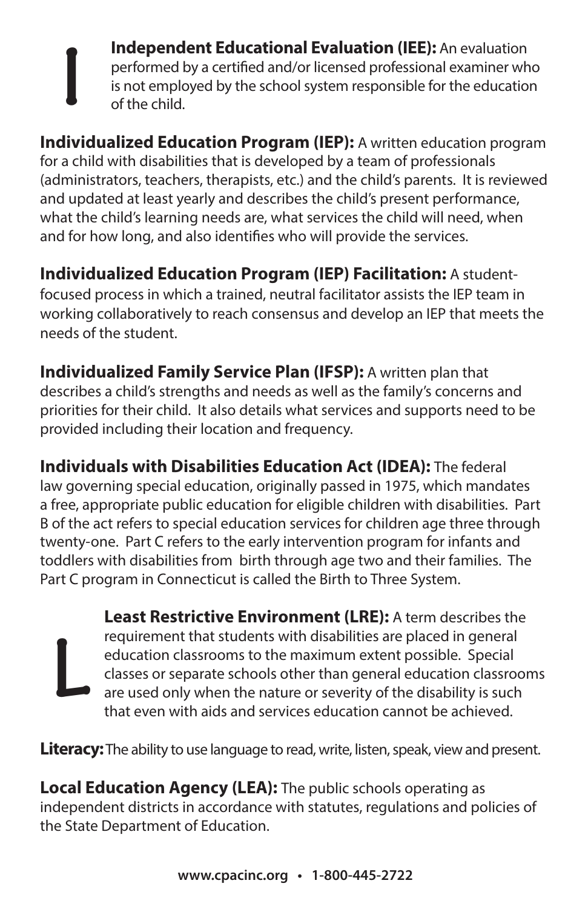# I

**Independent Educational Evaluation (IEE):** An evaluation performed by a certified and/or licensed professional examiner who is not employed by the school system responsible for the education of the child.

**Individualized Education Program (IEP):** A written education program for a child with disabilities that is developed by a team of professionals (administrators, teachers, therapists, etc.) and the child's parents. It is reviewed and updated at least yearly and describes the child's present performance, what the child's learning needs are, what services the child will need, when and for how long, and also identifies who will provide the services.

**Individualized Education Program (IEP) Facilitation:** A student-focused process in which a trained, neutral facilitator assists the IEP team in working collaboratively to reach consensus and develop an IEP that meets the needs of the student.

**Individualized Family Service Plan (IFSP):** A written plan that describes a child's strengths and needs as well as the family's concerns and priorities for their child. It also details what services and supports need to be provided including their location and frequency.

**Individuals with Disabilities Education Act (IDEA):** The federal law governing special education, originally passed in 1975, which mandates a free, appropriate public education for eligible children with disabilities. Part B of the act refers to special education services for children age three through twenty-one. Part C refers to the early intervention program for infants and toddlers with disabilities from birth through age two and their families. The Part C program in Connecticut is called the Birth to Three System.

# L

**Least Restrictive Environment (LRE):** A term describes the requirement that students with disabilities are placed in general education classrooms to the maximum extent possible. Special classes or separate schools other than general education classrooms are used only when the nature or severity of the disability is such that even with aids and services education cannot be achieved.

**Literacy:** The ability to use language to read, write, listen, speak, view and present.

**Local Education Agency (LEA):** The public schools operating as independent districts in accordance with statutes, regulations and policies of the State Department of Education.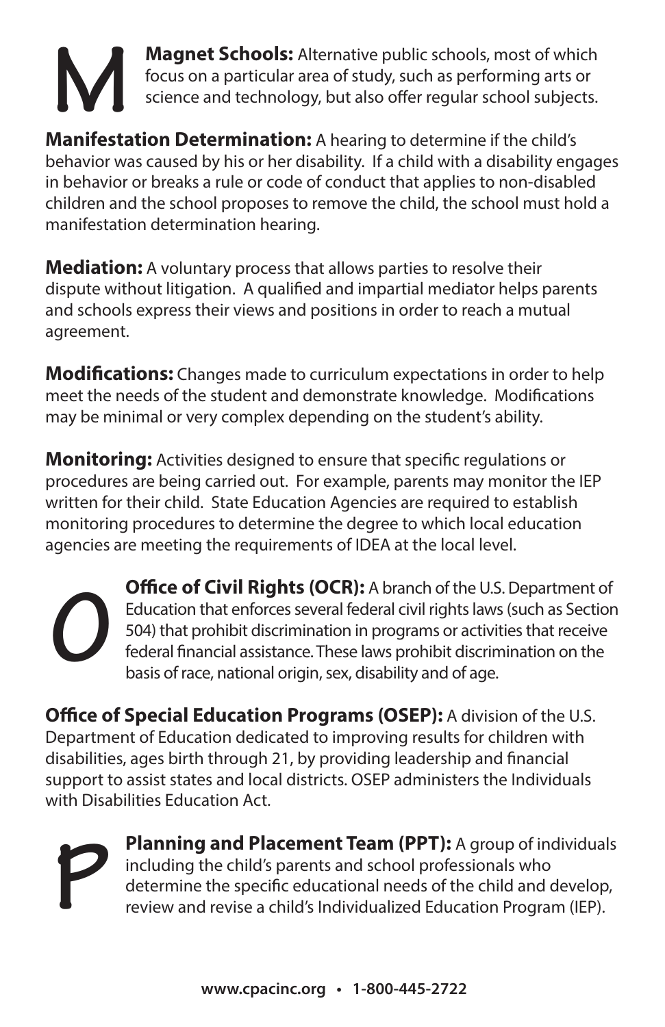M

**Magnet Schools:** Alternative public schools, most of which focus on a particular area of study, such as performing arts or science and technology, but also offer regular school subjects.

**Manifestation Determination:** A hearing to determine if the child's behavior was caused by his or her disability. If a child with a disability engages in behavior or breaks a rule or code of conduct that applies to non-disabled children and the school proposes to remove the child, the school must hold a manifestation determination hearing.

**Mediation:** A voluntary process that allows parties to resolve their dispute without litigation. A qualified and impartial mediator helps parents and schools express their views and positions in order to reach a mutual agreement.

**Modifications:** Changes made to curriculum expectations in order to help meet the needs of the student and demonstrate knowledge. Modifications may be minimal or very complex depending on the student's ability.

**Monitoring:** Activities designed to ensure that specific regulations or procedures are being carried out. For example, parents may monitor the IEP written for their child. State Education Agencies are required to establish monitoring procedures to determine the degree to which local education agencies are meeting the requirements of IDEA at the local level.

O

**Office of Civil Rights (OCR):** A branch of the U.S. Department of Education that enforces several federal civil rights laws (such as Section 504) that prohibit discrimination in programs or activities that receive federal financial assistance. These laws prohibit discrimination on the basis of race, national origin, sex, disability and of age.

**Office of Special Education Programs (OSEP):** A division of the U.S. Department of Education dedicated to improving results for children with disabilities, ages birth through 21, by providing leadership and financial support to assist states and local districts. OSEP administers the Individuals with Disabilities Education Act.

P

**Planning and Placement Team (PPT):** A group of individuals including the child's parents and school professionals who determine the specific educational needs of the child and develop, review and revise a child's Individualized Education Program (IEP).

www.cpacinc.org • 1-800-445-2722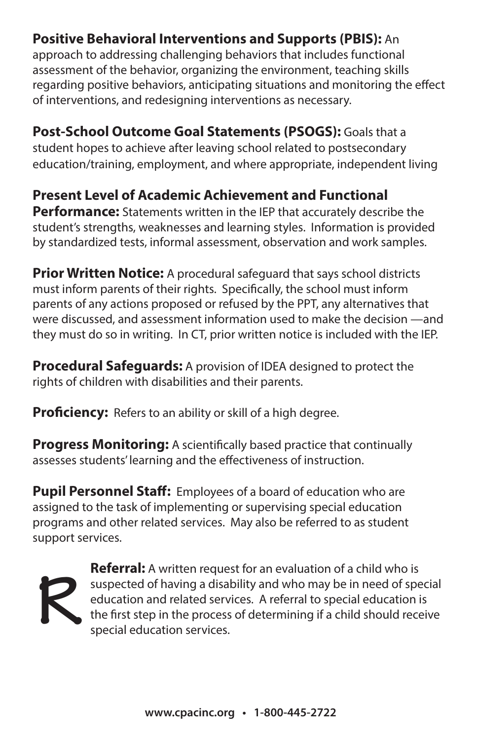**Positive Behavioral Interventions and Supports (PBIS):** An approach to addressing challenging behaviors that includes functional assessment of the behavior, organizing the environment, teaching skills regarding positive behaviors, anticipating situations and monitoring the effect of interventions, and redesigning interventions as necessary.

**Post-School Outcome Goal Statements (PSOGS):** Goals that a student hopes to achieve after leaving school related to postsecondary education/training, employment, and where appropriate, independent living

**Present Level of Academic Achievement and Functional Performance:** Statements written in the IEP that accurately describe the student's strengths, weaknesses and learning styles. Information is provided by standardized tests, informal assessment, observation and work samples.

**Prior Written Notice:** A procedural safeguard that says school districts must inform parents of their rights. Specifically, the school must inform parents of any actions proposed or refused by the PPT, any alternatives that were discussed, and assessment information used to make the decision —and they must do so in writing. In CT, prior written notice is included with the IEP.

**Procedural Safeguards:** A provision of IDEA designed to protect the rights of children with disabilities and their parents.

**Proficiency:** Refers to an ability or skill of a high degree.

**Progress Monitoring:** A scientifically based practice that continually assesses students' learning and the effectiveness of instruction.

**Pupil Personnel Staff:** Employees of a board of education who are assigned to the task of implementing or supervising special education programs and other related services. May also be referred to as student support services.

# R

**Referral:** A written request for an evaluation of a child who is suspected of having a disability and who may be in need of special education and related services. A referral to special education is the first step in the process of determining if a child should receive special education services.

www.cpacinc.org • 1-800-445-2722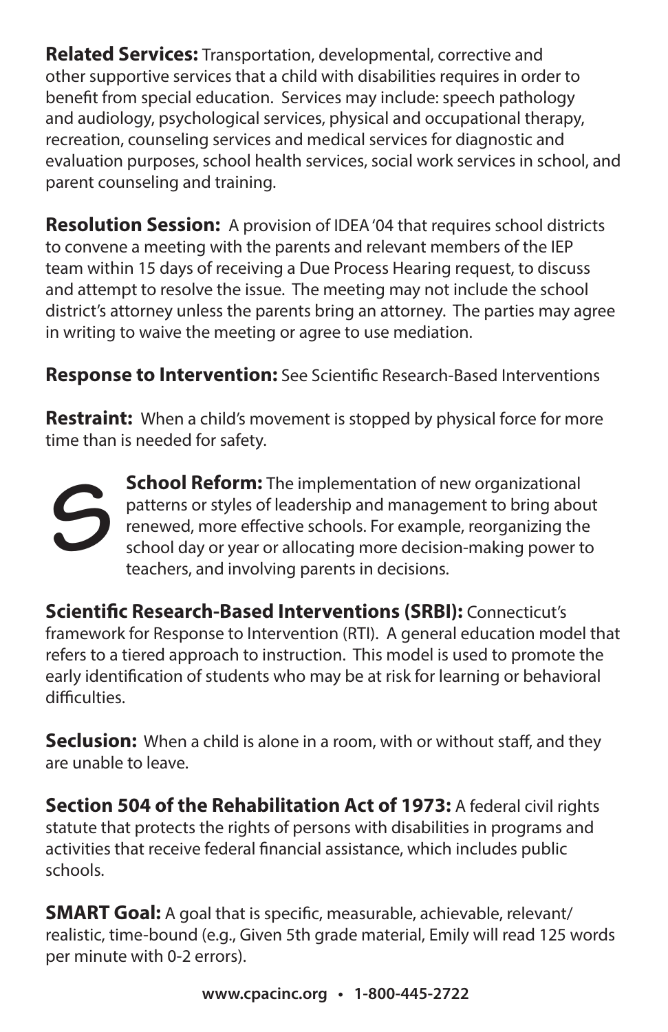**Related Services:** Transportation, developmental, corrective and other supportive services that a child with disabilities requires in order to benefit from special education. Services may include: speech pathology and audiology, psychological services, physical and occupational therapy, recreation, counseling services and medical services for diagnostic and evaluation purposes, school health services, social work services in school, and parent counseling and training.

**Resolution Session:** A provision of IDEA '04 that requires school districts to convene a meeting with the parents and relevant members of the IEP team within 15 days of receiving a Due Process Hearing request, to discuss and attempt to resolve the issue. The meeting may not include the school district's attorney unless the parents bring an attorney. The parties may agree in writing to waive the meeting or agree to use mediation.

**Response to Intervention:** See Scientific Research-Based Interventions

**Restraint:** When a child's movement is stopped by physical force for more time than is needed for safety.

## *S*

**School Reform:** The implementation of new organizational patterns or styles of leadership and management to bring about renewed, more effective schools. For example, reorganizing the school day or year or allocating more decision-making power to teachers, and involving parents in decisions.

**Scientific Research-Based Interventions (SRBI):** Connecticut's framework for Response to Intervention (RTI). A general education model that refers to a tiered approach to instruction. This model is used to promote the early identification of students who may be at risk for learning or behavioral difficulties.

**Seclusion:** When a child is alone in a room, with or without staff, and they are unable to leave.

**Section 504 of the Rehabilitation Act of 1973:** A federal civil rights statute that protects the rights of persons with disabilities in programs and activities that receive federal financial assistance, which includes public schools.

**SMART Goal:** A goal that is specific, measurable, achievable, relevant/realistic, time-bound (e.g., Given 5th grade material, Emily will read 125 words per minute with 0-2 errors).

**www.cpacinc.org • 1-800-445-2722**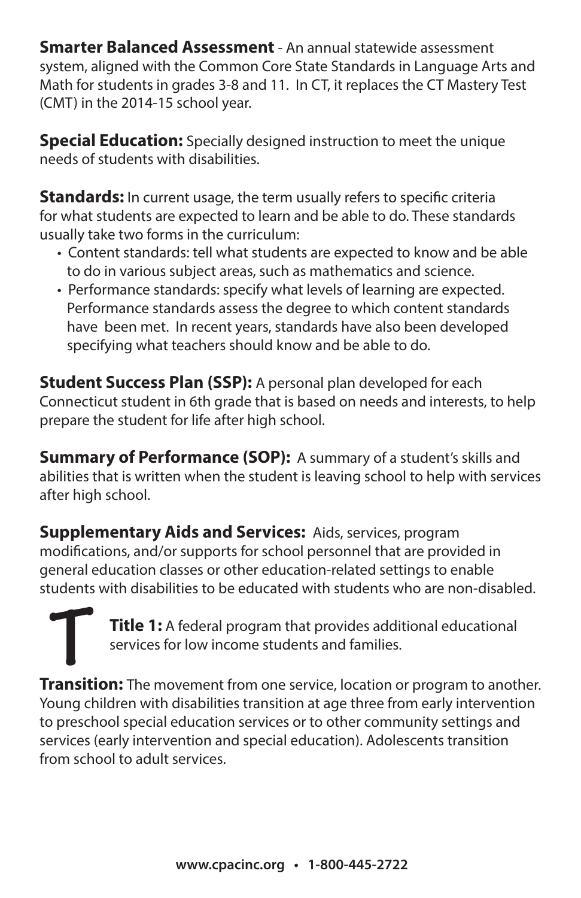**Smarter Balanced Assessment** - An annual statewide assessment system, aligned with the Common Core State Standards in Language Arts and Math for students in grades 3-8 and 11. In CT, it replaces the CT Mastery Test (CMT) in the 2014-15 school year.

**Special Education:** Specially designed instruction to meet the unique needs of students with disabilities.

**Standards:** In current usage, the term usually refers to specific criteria for what students are expected to learn and be able to do. These standards usually take two forms in the curriculum:

- Content standards: tell what students are expected to know and be able to do in various subject areas, such as mathematics and science.
- Performance standards: specify what levels of learning are expected. Performance standards assess the degree to which content standards have been met. In recent years, standards have also been developed specifying what teachers should know and be able to do.

**Student Success Plan (SSP):** A personal plan developed for each Connecticut student in 6th grade that is based on needs and interests, to help prepare the student for life after high school.

**Summary of Performance (SOP):** A summary of a student's skills and abilities that is written when the student is leaving school to help with services after high school.

**Supplementary Aids and Services:** Aids, services, program modifications, and/or supports for school personnel that are provided in general education classes or other education-related settings to enable students with disabilities to be educated with students who are non-disabled.

# T

**Title 1:** A federal program that provides additional educational services for low income students and families.

**Transition:** The movement from one service, location or program to another. Young children with disabilities transition at age three from early intervention to preschool special education services or to other community settings and services (early intervention and special education). Adolescents transition from school to adult services.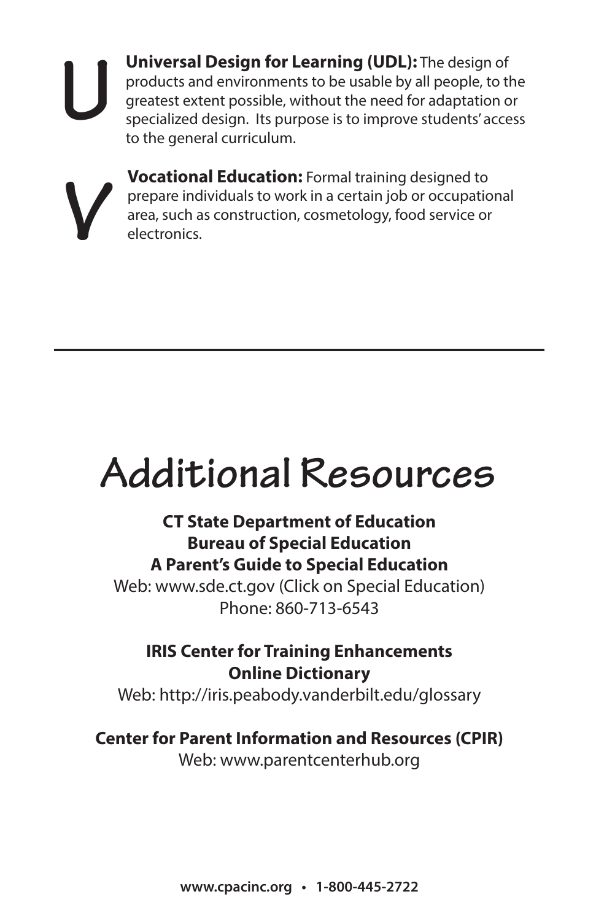# U

**Universal Design for Learning (UDL):** The design of products and environments to be usable by all people, to the greatest extent possible, without the need for adaptation or specialized design. Its purpose is to improve students' access to the general curriculum.

# V

**Vocational Education:** Formal training designed to prepare individuals to work in a certain job or occupational area, such as construction, cosmetology, food service or electronics.

---

# Additional Resources

**CT State Department of Education**
**Bureau of Special Education**
**A Parent's Guide to Special Education**
Web: www.sde.ct.gov (Click on Special Education)
Phone: 860-713-6543

**IRIS Center for Training Enhancements**
**Online Dictionary**
Web: http://iris.peabody.vanderbilt.edu/glossary

**Center for Parent Information and Resources (CPIR)**
Web: www.parentcenterhub.org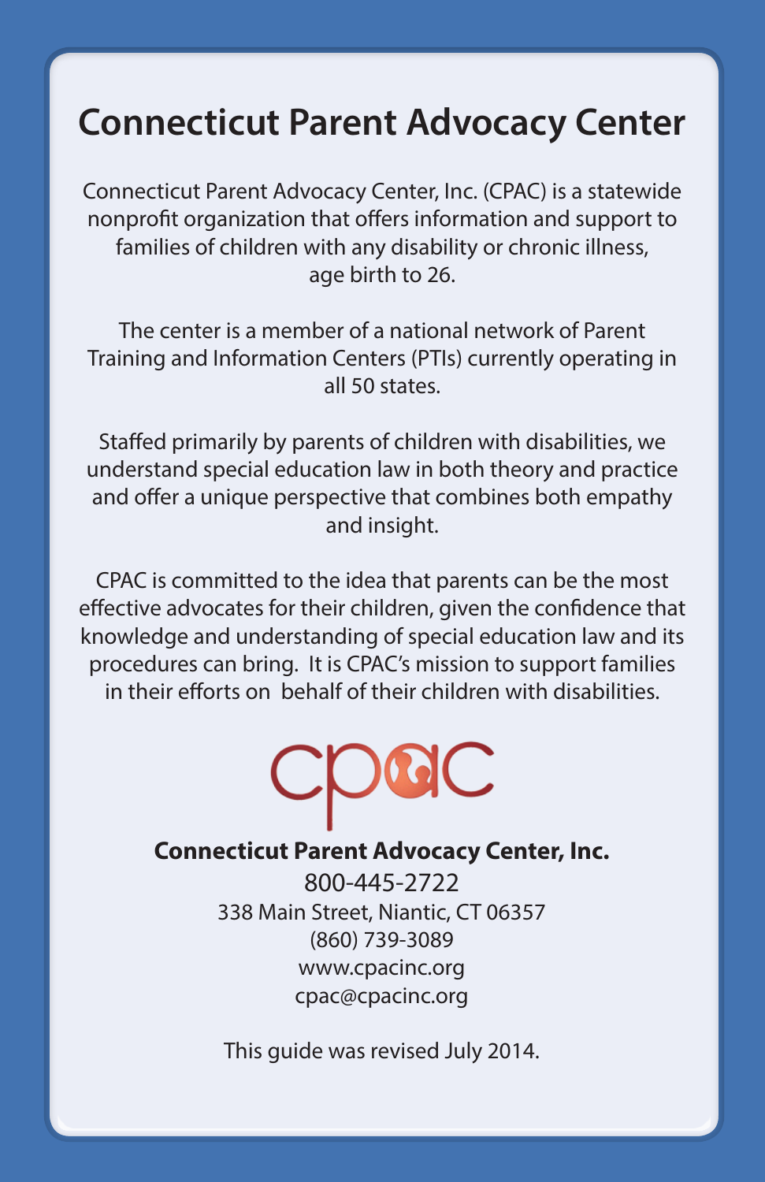# Connecticut Parent Advocacy Center

Connecticut Parent Advocacy Center, Inc. (CPAC) is a statewide nonprofit organization that offers information and support to families of children with any disability or chronic illness, age birth to 26.

The center is a member of a national network of Parent Training and Information Centers (PTIs) currently operating in all 50 states.

Staffed primarily by parents of children with disabilities, we understand special education law in both theory and practice and offer a unique perspective that combines both empathy and insight.

CPAC is committed to the idea that parents can be the most effective advocates for their children, given the confidence that knowledge and understanding of special education law and its procedures can bring. It is CPAC's mission to support families in their efforts on behalf of their children with disabilities.

cpac

**Connecticut Parent Advocacy Center, Inc.**

800-445-2722

338 Main Street, Niantic, CT 06357

(860) 739-3089

www.cpacinc.org

cpac@cpacinc.org

This guide was revised July 2014.